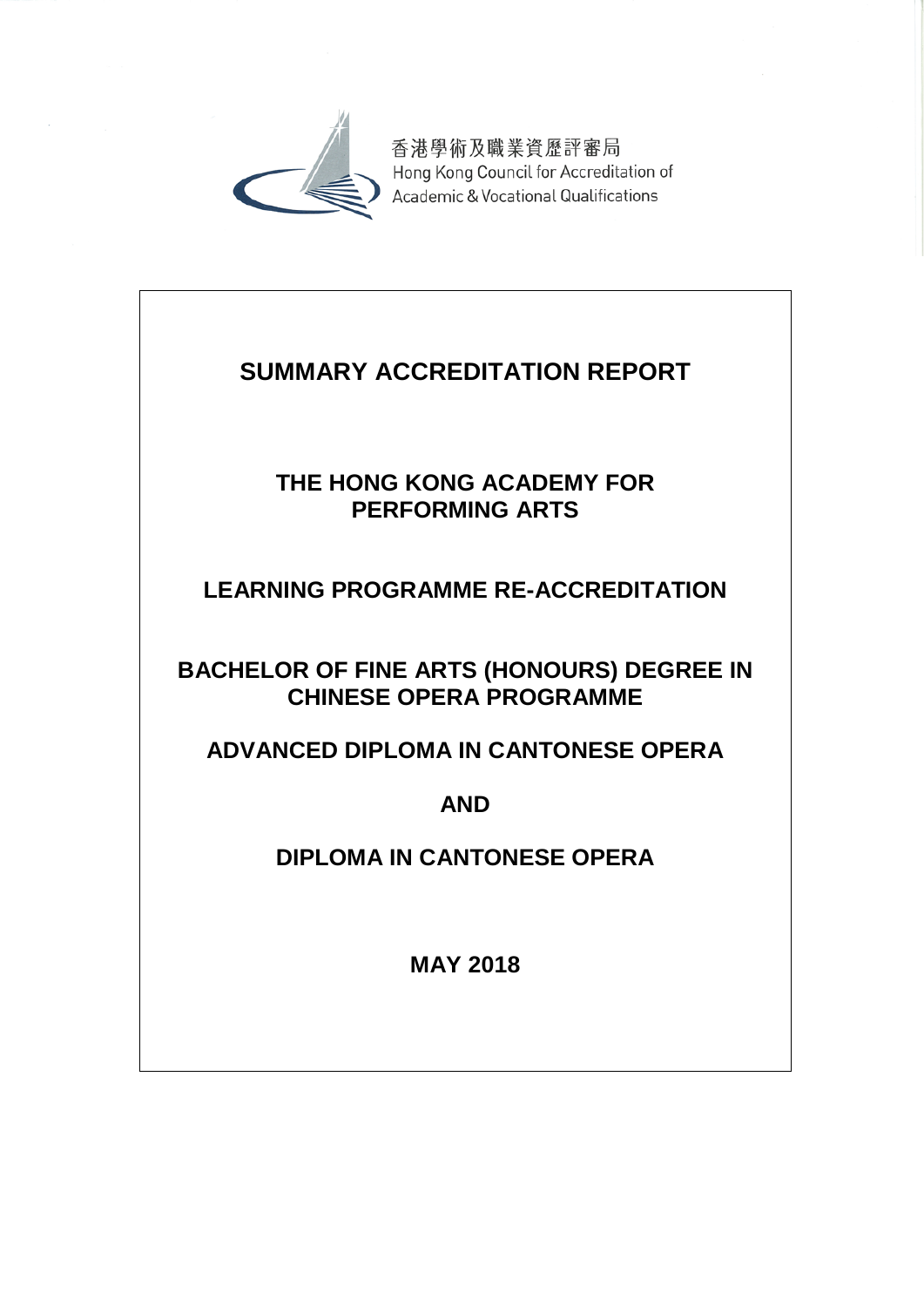香港學術及職業資歷評審局
Hong Kong Council for Accreditation of
Academic & Vocational Qualifications

# SUMMARY ACCREDITATION REPORT

## THE HONG KONG ACADEMY FOR PERFORMING ARTS

## LEARNING PROGRAMME RE-ACCREDITATION

## BACHELOR OF FINE ARTS (HONOURS) DEGREE IN CHINESE OPERA PROGRAMME

## ADVANCED DIPLOMA IN CANTONESE OPERA

## AND

## DIPLOMA IN CANTONESE OPERA

**MAY 2018**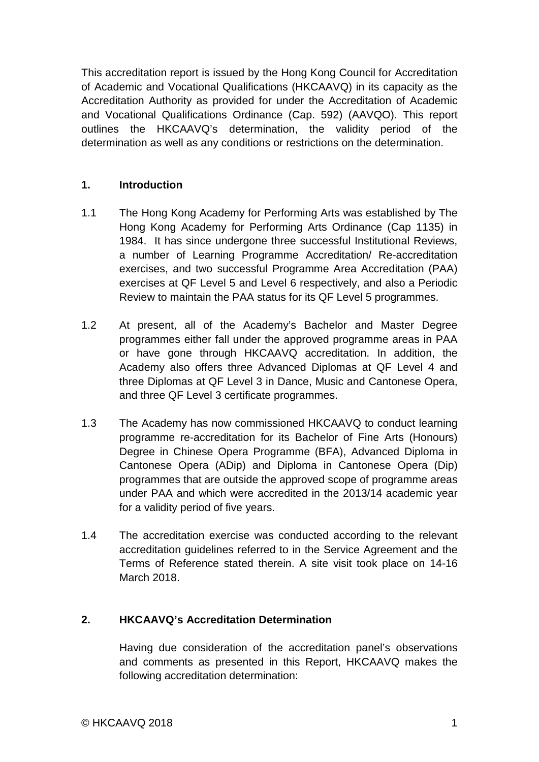This accreditation report is issued by the Hong Kong Council for Accreditation of Academic and Vocational Qualifications (HKCAAVQ) in its capacity as the Accreditation Authority as provided for under the Accreditation of Academic and Vocational Qualifications Ordinance (Cap. 592) (AAVQO). This report outlines the HKCAAVQ's determination, the validity period of the determination as well as any conditions or restrictions on the determination.

## 1. Introduction

1.1 The Hong Kong Academy for Performing Arts was established by The Hong Kong Academy for Performing Arts Ordinance (Cap 1135) in 1984. It has since undergone three successful Institutional Reviews, a number of Learning Programme Accreditation/ Re-accreditation exercises, and two successful Programme Area Accreditation (PAA) exercises at QF Level 5 and Level 6 respectively, and also a Periodic Review to maintain the PAA status for its QF Level 5 programmes.

1.2 At present, all of the Academy's Bachelor and Master Degree programmes either fall under the approved programme areas in PAA or have gone through HKCAAVQ accreditation. In addition, the Academy also offers three Advanced Diplomas at QF Level 4 and three Diplomas at QF Level 3 in Dance, Music and Cantonese Opera, and three QF Level 3 certificate programmes.

1.3 The Academy has now commissioned HKCAAVQ to conduct learning programme re-accreditation for its Bachelor of Fine Arts (Honours) Degree in Chinese Opera Programme (BFA), Advanced Diploma in Cantonese Opera (ADip) and Diploma in Cantonese Opera (Dip) programmes that are outside the approved scope of programme areas under PAA and which were accredited in the 2013/14 academic year for a validity period of five years.

1.4 The accreditation exercise was conducted according to the relevant accreditation guidelines referred to in the Service Agreement and the Terms of Reference stated therein. A site visit took place on 14-16 March 2018.

## 2. HKCAAVQ's Accreditation Determination

Having due consideration of the accreditation panel's observations and comments as presented in this Report, HKCAAVQ makes the following accreditation determination: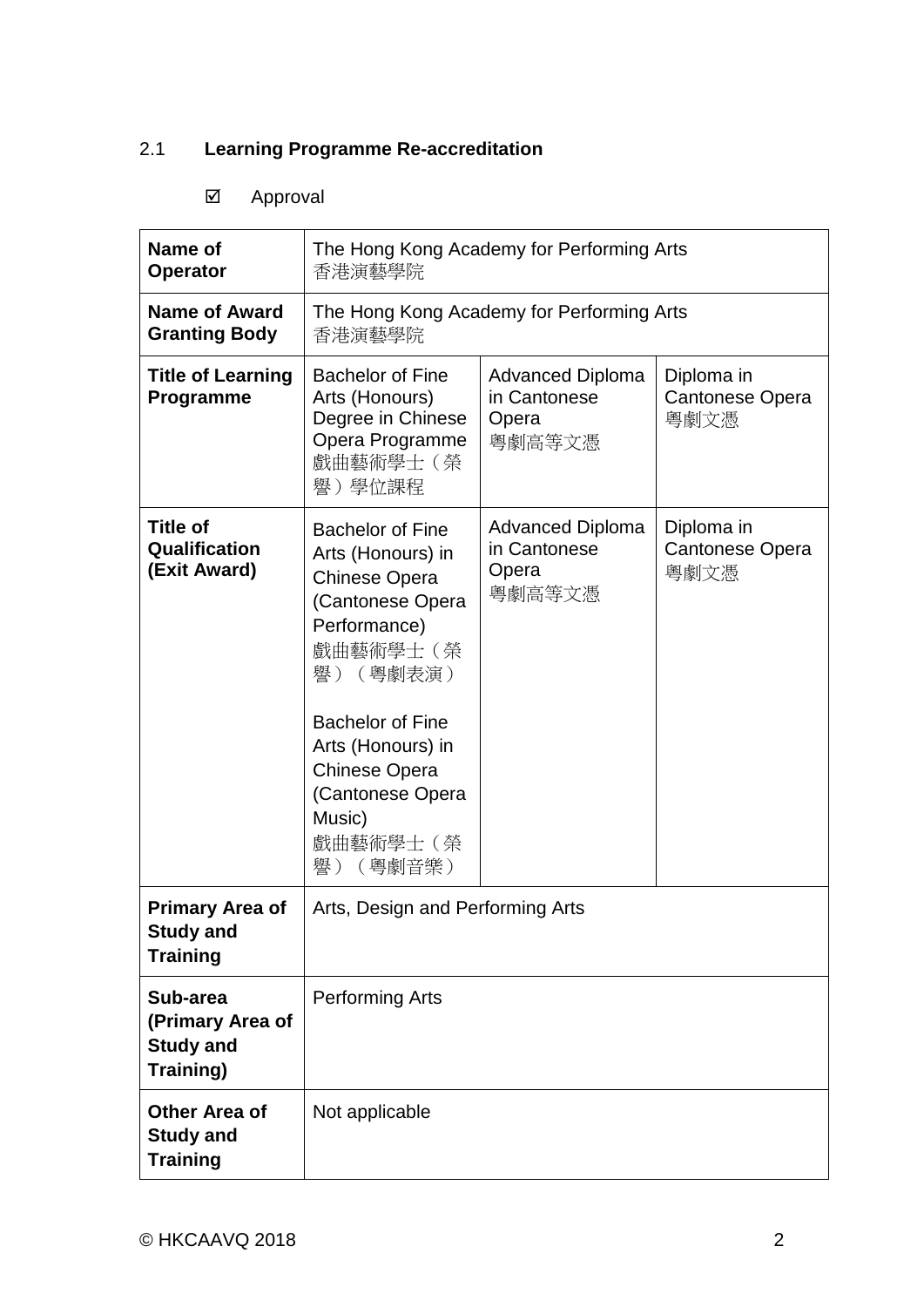## 2.1 Learning Programme Re-accreditation

☑ Approval

| | | | |
|---|---|---|---|
| **Name of Operator** | The Hong Kong Academy for Performing Arts<br>香港演藝學院 | | |
| **Name of Award Granting Body** | The Hong Kong Academy for Performing Arts<br>香港演藝學院 | | |
| **Title of Learning Programme** | Bachelor of Fine Arts (Honours) Degree in Chinese Opera Programme<br>戲曲藝術學士（榮譽）學位課程 | Advanced Diploma in Cantonese Opera<br>粵劇高等文憑 | Diploma in Cantonese Opera<br>粵劇文憑 |
| **Title of Qualification (Exit Award)** | Bachelor of Fine Arts (Honours) in Chinese Opera (Cantonese Opera Performance)<br>戲曲藝術學士（榮譽）（粵劇表演）<br><br>Bachelor of Fine Arts (Honours) in Chinese Opera (Cantonese Opera Music)<br>戲曲藝術學士（榮譽）（粵劇音樂） | Advanced Diploma in Cantonese Opera<br>粵劇高等文憑 | Diploma in Cantonese Opera<br>粵劇文憑 |
| **Primary Area of Study and Training** | Arts, Design and Performing Arts | | |
| **Sub-area (Primary Area of Study and Training)** | Performing Arts | | |
| **Other Area of Study and Training** | Not applicable | | |

© HKCAAVQ 2018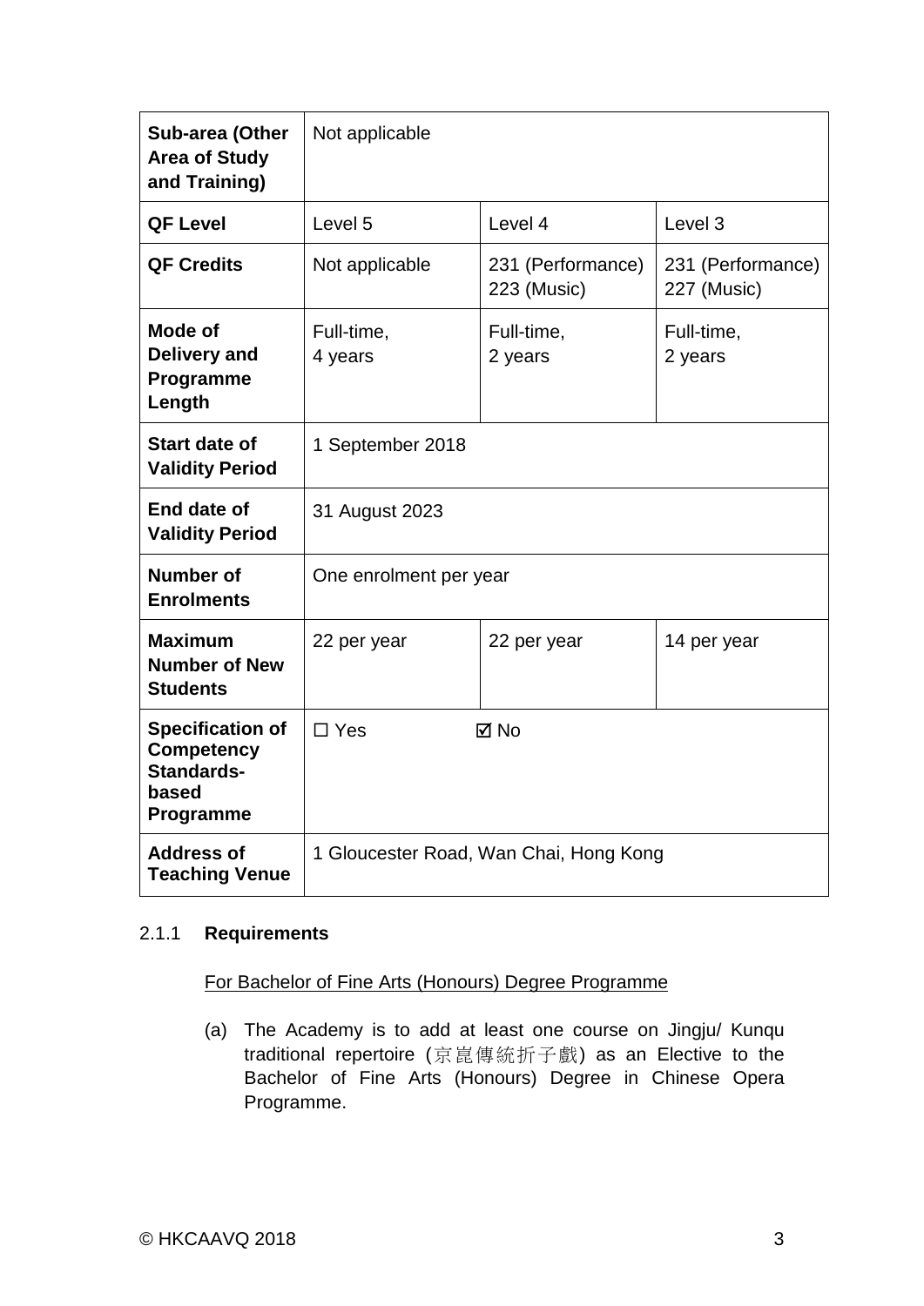| **Sub-area (Other Area of Study and Training)** | Not applicable | | |
|---|---|---|---|
| **QF Level** | Level 5 | Level 4 | Level 3 |
| **QF Credits** | Not applicable | 231 (Performance) 223 (Music) | 231 (Performance) 227 (Music) |
| **Mode of Delivery and Programme Length** | Full-time, 4 years | Full-time, 2 years | Full-time, 2 years |
| **Start date of Validity Period** | 1 September 2018 | | |
| **End date of Validity Period** | 31 August 2023 | | |
| **Number of Enrolments** | One enrolment per year | | |
| **Maximum Number of New Students** | 22 per year | 22 per year | 14 per year |
| **Specification of Competency Standards-based Programme** | ☐ Yes ☑ No | | |
| **Address of Teaching Venue** | 1 Gloucester Road, Wan Chai, Hong Kong | | |

2.1.1 **Requirements**

For Bachelor of Fine Arts (Honours) Degree Programme

(a) The Academy is to add at least one course on Jingju/ Kunqu traditional repertoire (京崑傳統折子戲) as an Elective to the Bachelor of Fine Arts (Honours) Degree in Chinese Opera Programme.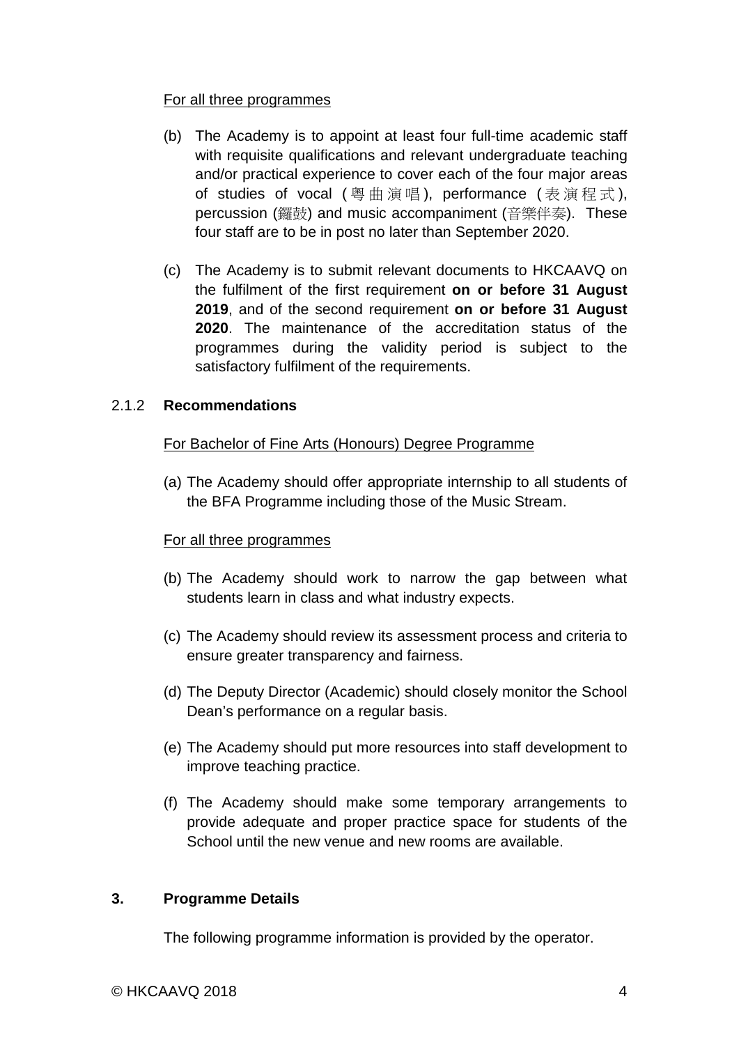For all three programmes

(b) The Academy is to appoint at least four full-time academic staff with requisite qualifications and relevant undergraduate teaching and/or practical experience to cover each of the four major areas of studies of vocal (粵曲演唱), performance (表演程式), percussion (鑼鼓) and music accompaniment (音樂伴奏). These four staff are to be in post no later than September 2020.

(c) The Academy is to submit relevant documents to HKCAAVQ on the fulfilment of the first requirement **on or before 31 August 2019**, and of the second requirement **on or before 31 August 2020**. The maintenance of the accreditation status of the programmes during the validity period is subject to the satisfactory fulfilment of the requirements.

### 2.1.2 Recommendations

For Bachelor of Fine Arts (Honours) Degree Programme

(a) The Academy should offer appropriate internship to all students of the BFA Programme including those of the Music Stream.

For all three programmes

(b) The Academy should work to narrow the gap between what students learn in class and what industry expects.

(c) The Academy should review its assessment process and criteria to ensure greater transparency and fairness.

(d) The Deputy Director (Academic) should closely monitor the School Dean's performance on a regular basis.

(e) The Academy should put more resources into staff development to improve teaching practice.

(f) The Academy should make some temporary arrangements to provide adequate and proper practice space for students of the School until the new venue and new rooms are available.

## 3. Programme Details

The following programme information is provided by the operator.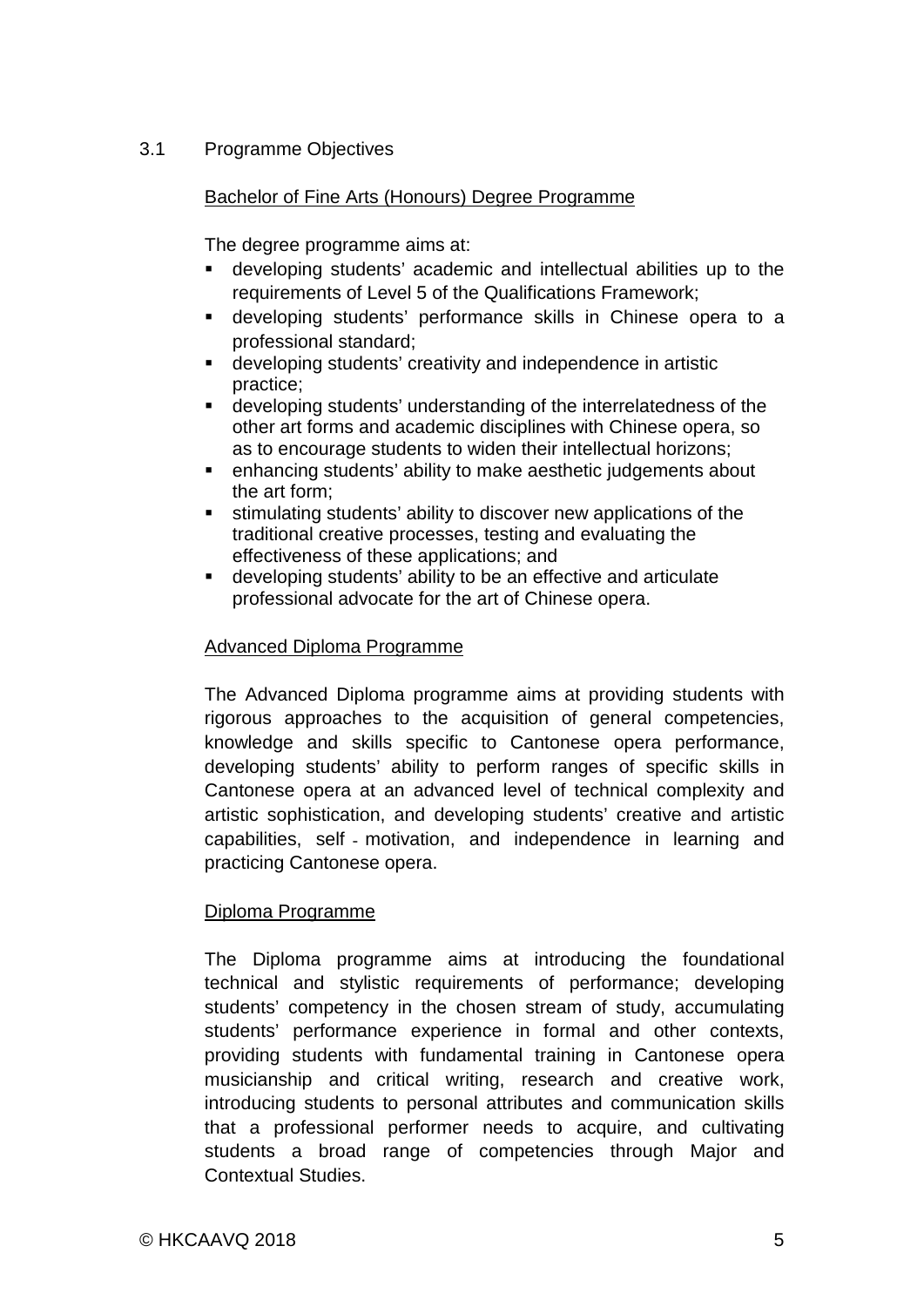## 3.1 Programme Objectives

Bachelor of Fine Arts (Honours) Degree Programme

The degree programme aims at:

- developing students' academic and intellectual abilities up to the requirements of Level 5 of the Qualifications Framework;
- developing students' performance skills in Chinese opera to a professional standard;
- developing students' creativity and independence in artistic practice;
- developing students' understanding of the interrelatedness of the other art forms and academic disciplines with Chinese opera, so as to encourage students to widen their intellectual horizons;
- enhancing students' ability to make aesthetic judgements about the art form;
- stimulating students' ability to discover new applications of the traditional creative processes, testing and evaluating the effectiveness of these applications; and
- developing students' ability to be an effective and articulate professional advocate for the art of Chinese opera.

Advanced Diploma Programme

The Advanced Diploma programme aims at providing students with rigorous approaches to the acquisition of general competencies, knowledge and skills specific to Cantonese opera performance, developing students' ability to perform ranges of specific skills in Cantonese opera at an advanced level of technical complexity and artistic sophistication, and developing students' creative and artistic capabilities, self - motivation, and independence in learning and practicing Cantonese opera.

Diploma Programme

The Diploma programme aims at introducing the foundational technical and stylistic requirements of performance; developing students' competency in the chosen stream of study, accumulating students' performance experience in formal and other contexts, providing students with fundamental training in Cantonese opera musicianship and critical writing, research and creative work, introducing students to personal attributes and communication skills that a professional performer needs to acquire, and cultivating students a broad range of competencies through Major and Contextual Studies.

© HKCAAVQ 2018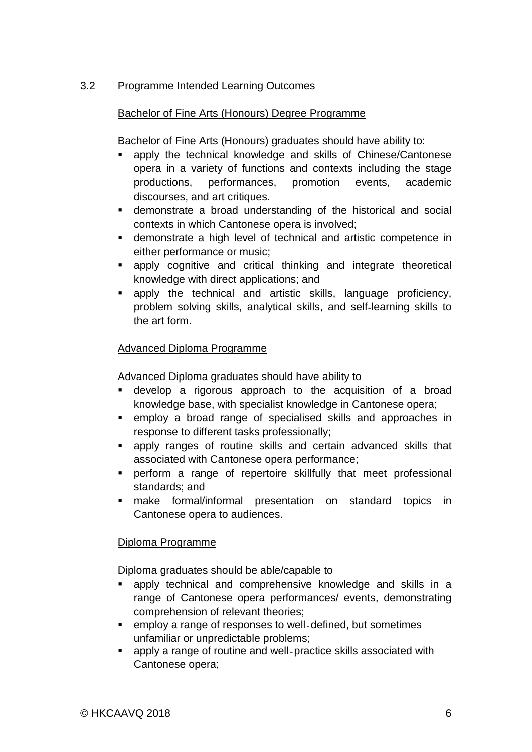## 3.2 Programme Intended Learning Outcomes

Bachelor of Fine Arts (Honours) Degree Programme

Bachelor of Fine Arts (Honours) graduates should have ability to:

- apply the technical knowledge and skills of Chinese/Cantonese opera in a variety of functions and contexts including the stage productions, performances, promotion events, academic discourses, and art critiques.
- demonstrate a broad understanding of the historical and social contexts in which Cantonese opera is involved;
- demonstrate a high level of technical and artistic competence in either performance or music;
- apply cognitive and critical thinking and integrate theoretical knowledge with direct applications; and
- apply the technical and artistic skills, language proficiency, problem solving skills, analytical skills, and self-learning skills to the art form.

Advanced Diploma Programme

Advanced Diploma graduates should have ability to

- develop a rigorous approach to the acquisition of a broad knowledge base, with specialist knowledge in Cantonese opera;
- employ a broad range of specialised skills and approaches in response to different tasks professionally;
- apply ranges of routine skills and certain advanced skills that associated with Cantonese opera performance;
- perform a range of repertoire skillfully that meet professional standards; and
- make formal/informal presentation on standard topics in Cantonese opera to audiences.

Diploma Programme

Diploma graduates should be able/capable to

- apply technical and comprehensive knowledge and skills in a range of Cantonese opera performances/ events, demonstrating comprehension of relevant theories;
- employ a range of responses to well-defined, but sometimes unfamiliar or unpredictable problems;
- apply a range of routine and well-practice skills associated with Cantonese opera;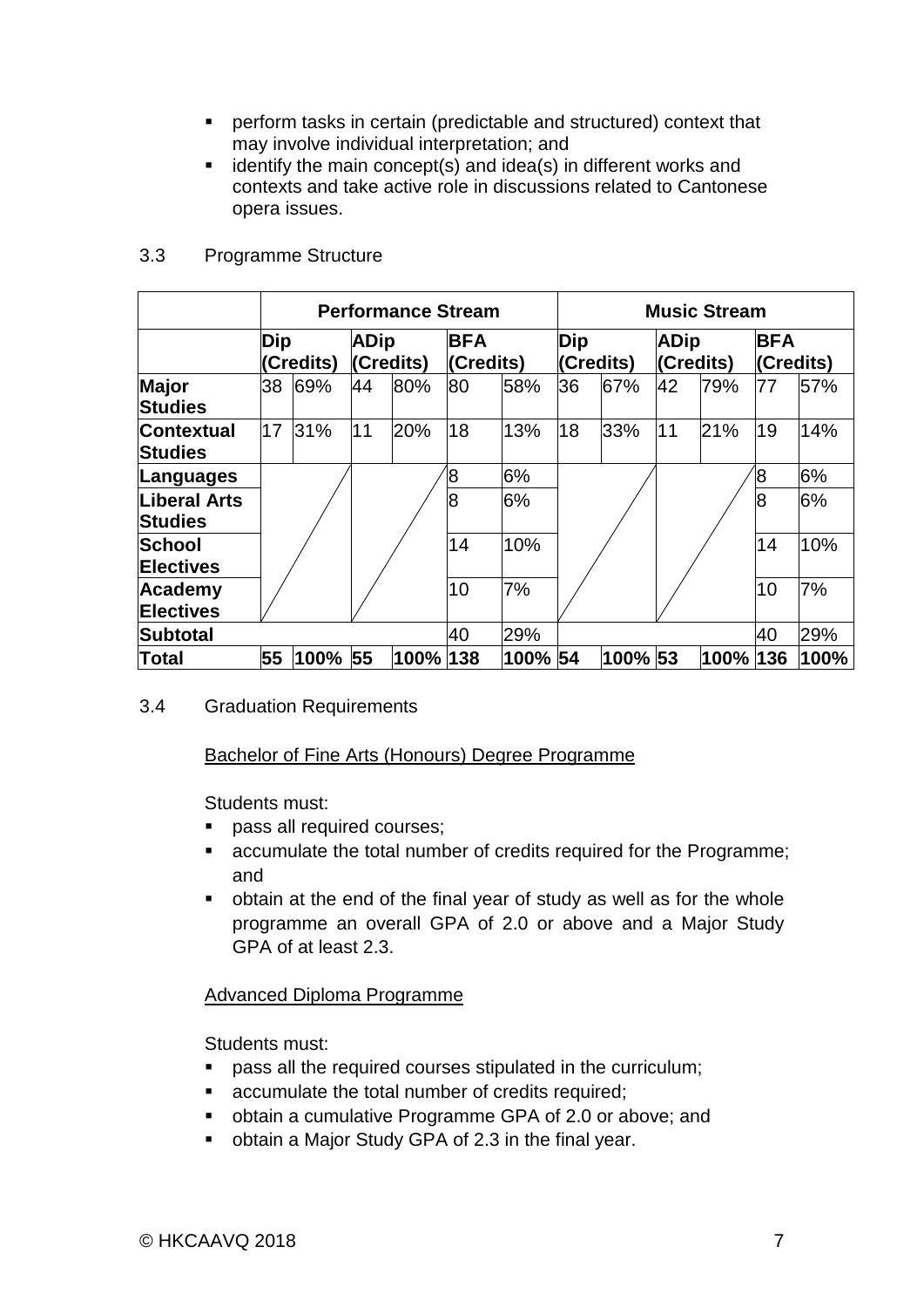- perform tasks in certain (predictable and structured) context that may involve individual interpretation; and
- identify the main concept(s) and idea(s) in different works and contexts and take active role in discussions related to Cantonese opera issues.

3.3 Programme Structure

| | Performance Stream | | | | | | Music Stream | | | | | |
|---|---|---|---|---|---|---|---|---|---|---|---|---|
| | Dip (Credits) | | ADip (Credits) | | BFA (Credits) | | Dip (Credits) | | ADip (Credits) | | BFA (Credits) | |
| **Major Studies** | 38 | 69% | 44 | 80% | 80 | 58% | 36 | 67% | 42 | 79% | 77 | 57% |
| **Contextual Studies** | 17 | 31% | 11 | 20% | 18 | 13% | 18 | 33% | 11 | 21% | 19 | 14% |
| **Languages** | | | | | 8 | 6% | | | | | 8 | 6% |
| **Liberal Arts Studies** | | | | | 8 | 6% | | | | | 8 | 6% |
| **School Electives** | | | | | 14 | 10% | | | | | 14 | 10% |
| **Academy Electives** | | | | | 10 | 7% | | | | | 10 | 7% |
| **Subtotal** | | | | | 40 | 29% | | | | | 40 | 29% |
| **Total** | **55** | **100%** | **55** | **100%** | **138** | **100%** | **54** | **100%** | **53** | **100%** | **136** | **100%** |

3.4 Graduation Requirements

Bachelor of Fine Arts (Honours) Degree Programme

Students must:

- pass all required courses;
- accumulate the total number of credits required for the Programme; and
- obtain at the end of the final year of study as well as for the whole programme an overall GPA of 2.0 or above and a Major Study GPA of at least 2.3.

Advanced Diploma Programme

Students must:

- pass all the required courses stipulated in the curriculum;
- accumulate the total number of credits required;
- obtain a cumulative Programme GPA of 2.0 or above; and
- obtain a Major Study GPA of 2.3 in the final year.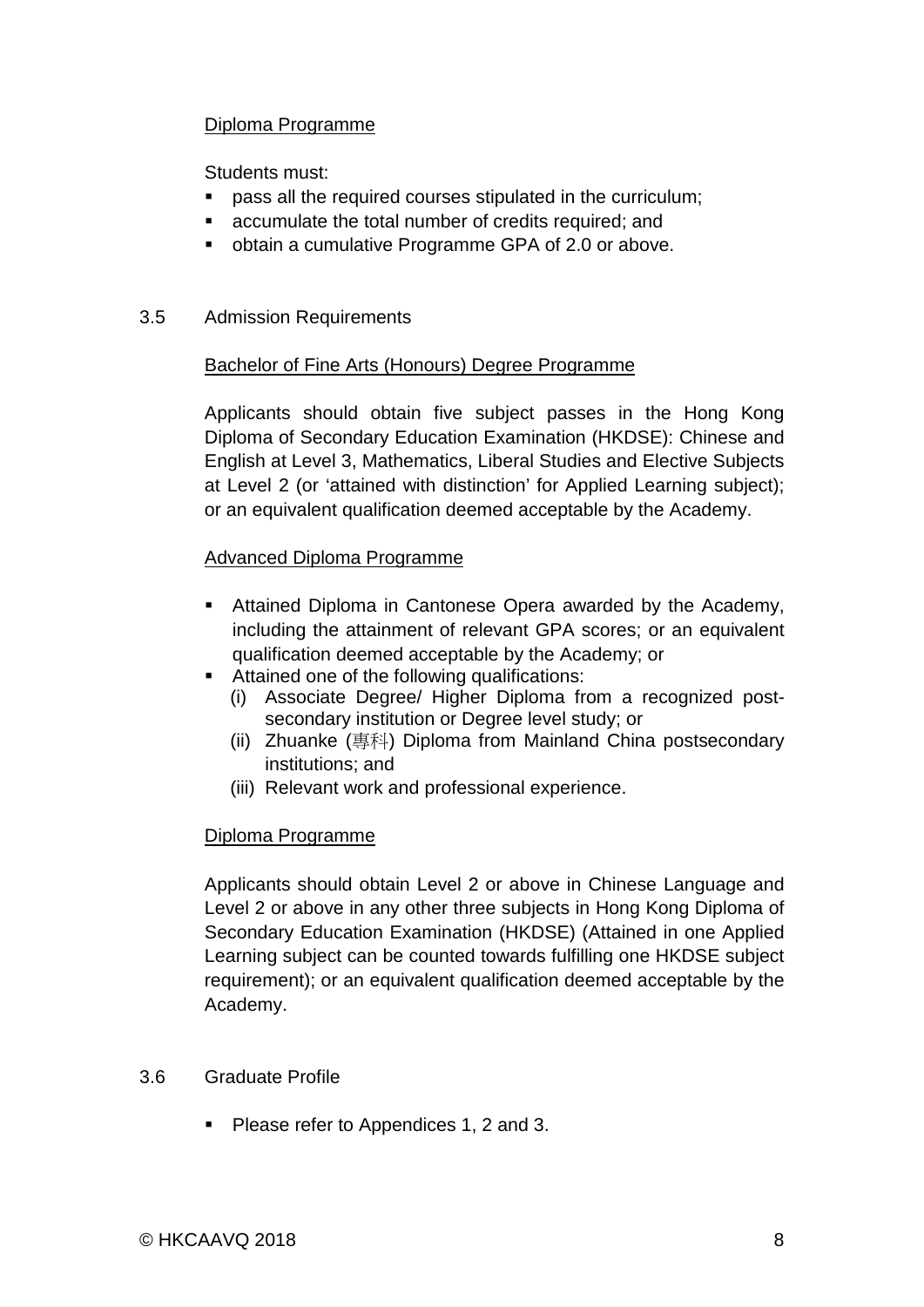Diploma Programme

Students must:

- pass all the required courses stipulated in the curriculum;
- accumulate the total number of credits required; and
- obtain a cumulative Programme GPA of 2.0 or above.

3.5 Admission Requirements

Bachelor of Fine Arts (Honours) Degree Programme

Applicants should obtain five subject passes in the Hong Kong Diploma of Secondary Education Examination (HKDSE): Chinese and English at Level 3, Mathematics, Liberal Studies and Elective Subjects at Level 2 (or 'attained with distinction' for Applied Learning subject); or an equivalent qualification deemed acceptable by the Academy.

Advanced Diploma Programme

- Attained Diploma in Cantonese Opera awarded by the Academy, including the attainment of relevant GPA scores; or an equivalent qualification deemed acceptable by the Academy; or
- Attained one of the following qualifications:
  - (i) Associate Degree/ Higher Diploma from a recognized post-secondary institution or Degree level study; or
  - (ii) Zhuanke (專科) Diploma from Mainland China postsecondary institutions; and
  - (iii) Relevant work and professional experience.

Diploma Programme

Applicants should obtain Level 2 or above in Chinese Language and Level 2 or above in any other three subjects in Hong Kong Diploma of Secondary Education Examination (HKDSE) (Attained in one Applied Learning subject can be counted towards fulfilling one HKDSE subject requirement); or an equivalent qualification deemed acceptable by the Academy.

3.6 Graduate Profile

- Please refer to Appendices 1, 2 and 3.

© HKCAAVQ 2018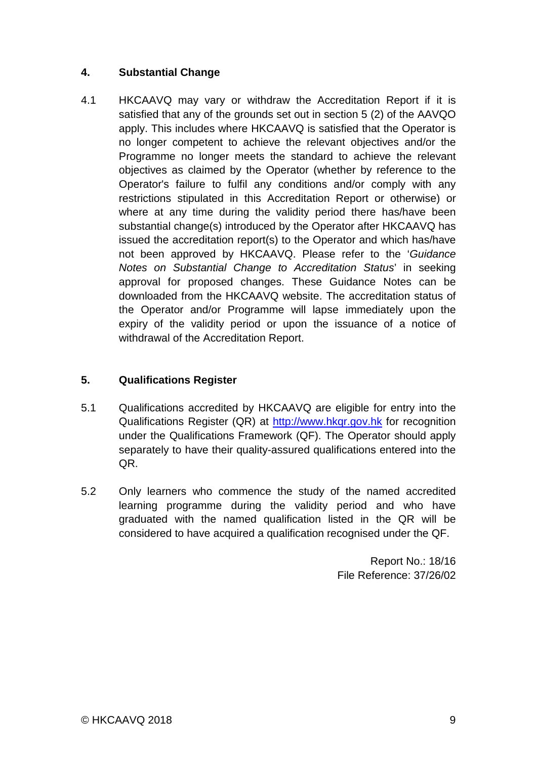## 4. Substantial Change

4.1 HKCAAVQ may vary or withdraw the Accreditation Report if it is satisfied that any of the grounds set out in section 5 (2) of the AAVQO apply. This includes where HKCAAVQ is satisfied that the Operator is no longer competent to achieve the relevant objectives and/or the Programme no longer meets the standard to achieve the relevant objectives as claimed by the Operator (whether by reference to the Operator's failure to fulfil any conditions and/or comply with any restrictions stipulated in this Accreditation Report or otherwise) or where at any time during the validity period there has/have been substantial change(s) introduced by the Operator after HKCAAVQ has issued the accreditation report(s) to the Operator and which has/have not been approved by HKCAAVQ. Please refer to the '*Guidance Notes on Substantial Change to Accreditation Status*' in seeking approval for proposed changes. These Guidance Notes can be downloaded from the HKCAAVQ website. The accreditation status of the Operator and/or Programme will lapse immediately upon the expiry of the validity period or upon the issuance of a notice of withdrawal of the Accreditation Report.

## 5. Qualifications Register

5.1 Qualifications accredited by HKCAAVQ are eligible for entry into the Qualifications Register (QR) at [http://www.hkqr.gov.hk](http://www.hkqr.gov.hk) for recognition under the Qualifications Framework (QF). The Operator should apply separately to have their quality-assured qualifications entered into the QR.

5.2 Only learners who commence the study of the named accredited learning programme during the validity period and who have graduated with the named qualification listed in the QR will be considered to have acquired a qualification recognised under the QF.

Report No.: 18/16
File Reference: 37/26/02

© HKCAAVQ 2018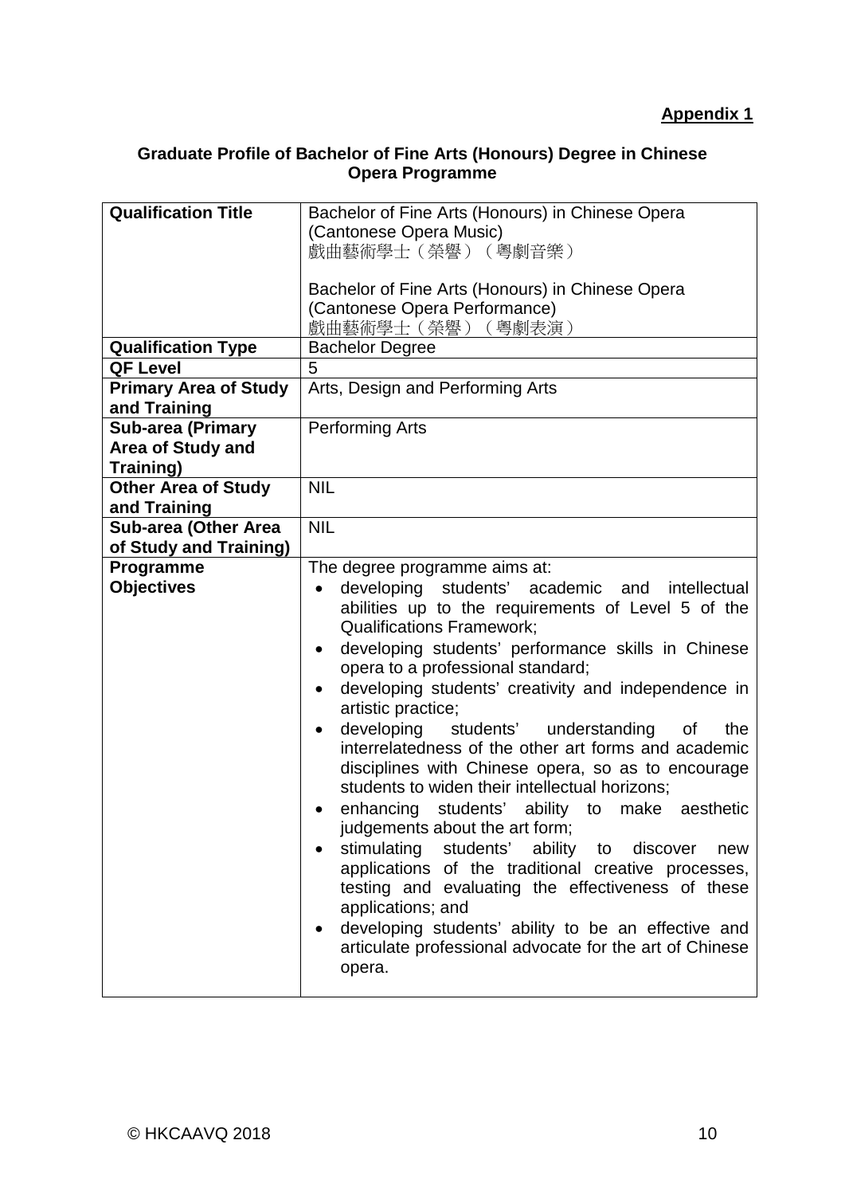**Appendix 1**

## Graduate Profile of Bachelor of Fine Arts (Honours) Degree in Chinese Opera Programme

| **Qualification Title** | Bachelor of Fine Arts (Honours) in Chinese Opera (Cantonese Opera Music)<br>戲曲藝術學士（榮譽）（粵劇音樂）<br><br>Bachelor of Fine Arts (Honours) in Chinese Opera (Cantonese Opera Performance)<br>戲曲藝術學士（榮譽）（粵劇表演） |
|---|---|
| **Qualification Type** | Bachelor Degree |
| **QF Level** | 5 |
| **Primary Area of Study and Training** | Arts, Design and Performing Arts |
| **Sub-area (Primary Area of Study and Training)** | Performing Arts |
| **Other Area of Study and Training** | NIL |
| **Sub-area (Other Area of Study and Training)** | NIL |
| **Programme Objectives** | The degree programme aims at:<br>• developing students' academic and intellectual abilities up to the requirements of Level 5 of the Qualifications Framework;<br>• developing students' performance skills in Chinese opera to a professional standard;<br>• developing students' creativity and independence in artistic practice;<br>• developing students' understanding of the interrelatedness of the other art forms and academic disciplines with Chinese opera, so as to encourage students to widen their intellectual horizons;<br>• enhancing students' ability to make aesthetic judgements about the art form;<br>• stimulating students' ability to discover new applications of the traditional creative processes, testing and evaluating the effectiveness of these applications; and<br>• developing students' ability to be an effective and articulate professional advocate for the art of Chinese opera. |

© HKCAAVQ 2018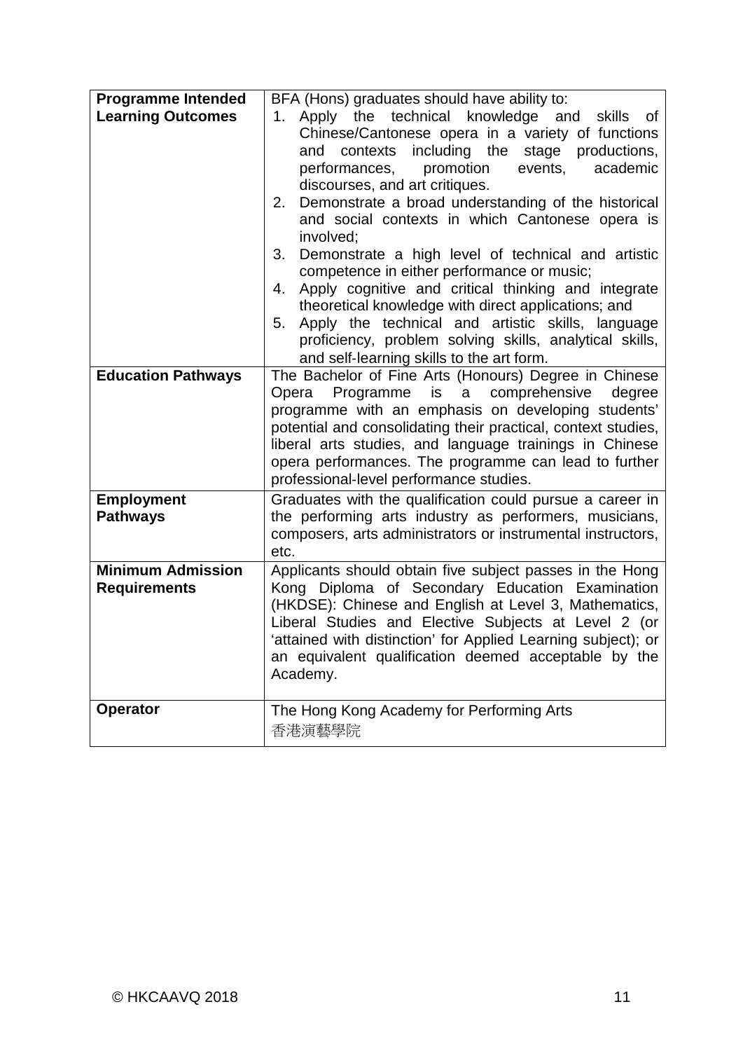| | |
|---|---|
| **Programme Intended Learning Outcomes** | BFA (Hons) graduates should have ability to:<br>1. Apply the technical knowledge and skills of Chinese/Cantonese opera in a variety of functions and contexts including the stage productions, performances, promotion events, academic discourses, and art critiques.<br>2. Demonstrate a broad understanding of the historical and social contexts in which Cantonese opera is involved;<br>3. Demonstrate a high level of technical and artistic competence in either performance or music;<br>4. Apply cognitive and critical thinking and integrate theoretical knowledge with direct applications; and<br>5. Apply the technical and artistic skills, language proficiency, problem solving skills, analytical skills, and self-learning skills to the art form. |
| **Education Pathways** | The Bachelor of Fine Arts (Honours) Degree in Chinese Opera Programme is a comprehensive degree programme with an emphasis on developing students' potential and consolidating their practical, context studies, liberal arts studies, and language trainings in Chinese opera performances. The programme can lead to further professional-level performance studies. |
| **Employment Pathways** | Graduates with the qualification could pursue a career in the performing arts industry as performers, musicians, composers, arts administrators or instrumental instructors, etc. |
| **Minimum Admission Requirements** | Applicants should obtain five subject passes in the Hong Kong Diploma of Secondary Education Examination (HKDSE): Chinese and English at Level 3, Mathematics, Liberal Studies and Elective Subjects at Level 2 (or 'attained with distinction' for Applied Learning subject); or an equivalent qualification deemed acceptable by the Academy. |
| **Operator** | The Hong Kong Academy for Performing Arts<br>香港演藝學院 |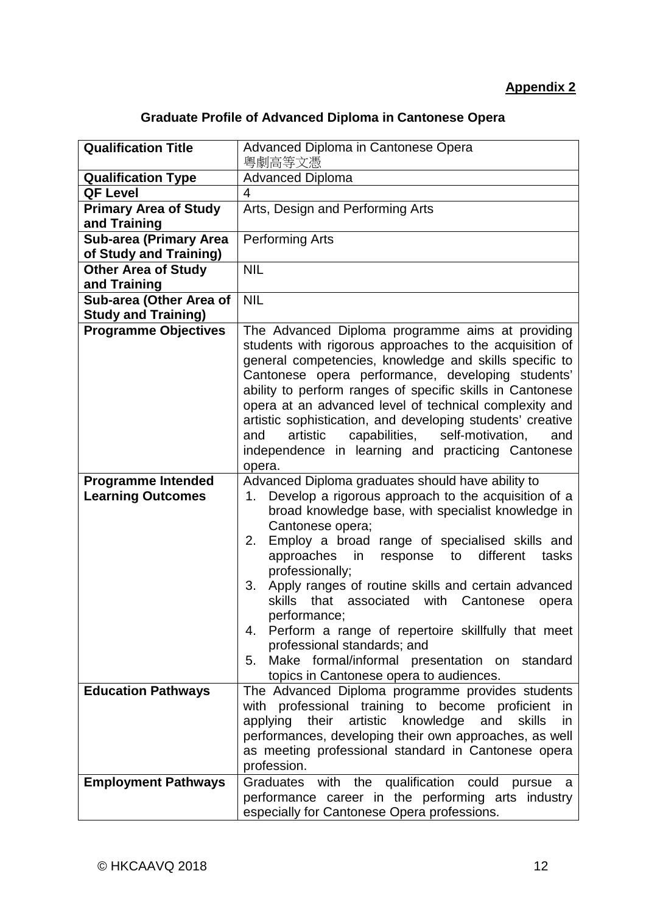**Appendix 2**

## Graduate Profile of Advanced Diploma in Cantonese Opera

| | |
|---|---|
| **Qualification Title** | Advanced Diploma in Cantonese Opera<br>粵劇高等文憑 |
| **Qualification Type** | Advanced Diploma |
| **QF Level** | 4 |
| **Primary Area of Study and Training** | Arts, Design and Performing Arts |
| **Sub-area (Primary Area of Study and Training)** | Performing Arts |
| **Other Area of Study and Training** | NIL |
| **Sub-area (Other Area of Study and Training)** | NIL |
| **Programme Objectives** | The Advanced Diploma programme aims at providing students with rigorous approaches to the acquisition of general competencies, knowledge and skills specific to Cantonese opera performance, developing students' ability to perform ranges of specific skills in Cantonese opera at an advanced level of technical complexity and artistic sophistication, and developing students' creative and artistic capabilities, self-motivation, and independence in learning and practicing Cantonese opera. |
| **Programme Intended Learning Outcomes** | Advanced Diploma graduates should have ability to<br>1. Develop a rigorous approach to the acquisition of a broad knowledge base, with specialist knowledge in Cantonese opera;<br>2. Employ a broad range of specialised skills and approaches in response to different tasks professionally;<br>3. Apply ranges of routine skills and certain advanced skills that associated with Cantonese opera performance;<br>4. Perform a range of repertoire skillfully that meet professional standards; and<br>5. Make formal/informal presentation on standard topics in Cantonese opera to audiences. |
| **Education Pathways** | The Advanced Diploma programme provides students with professional training to become proficient in applying their artistic knowledge and skills in performances, developing their own approaches, as well as meeting professional standard in Cantonese opera profession. |
| **Employment Pathways** | Graduates with the qualification could pursue a performance career in the performing arts industry especially for Cantonese Opera professions. |

© HKCAAVQ 2018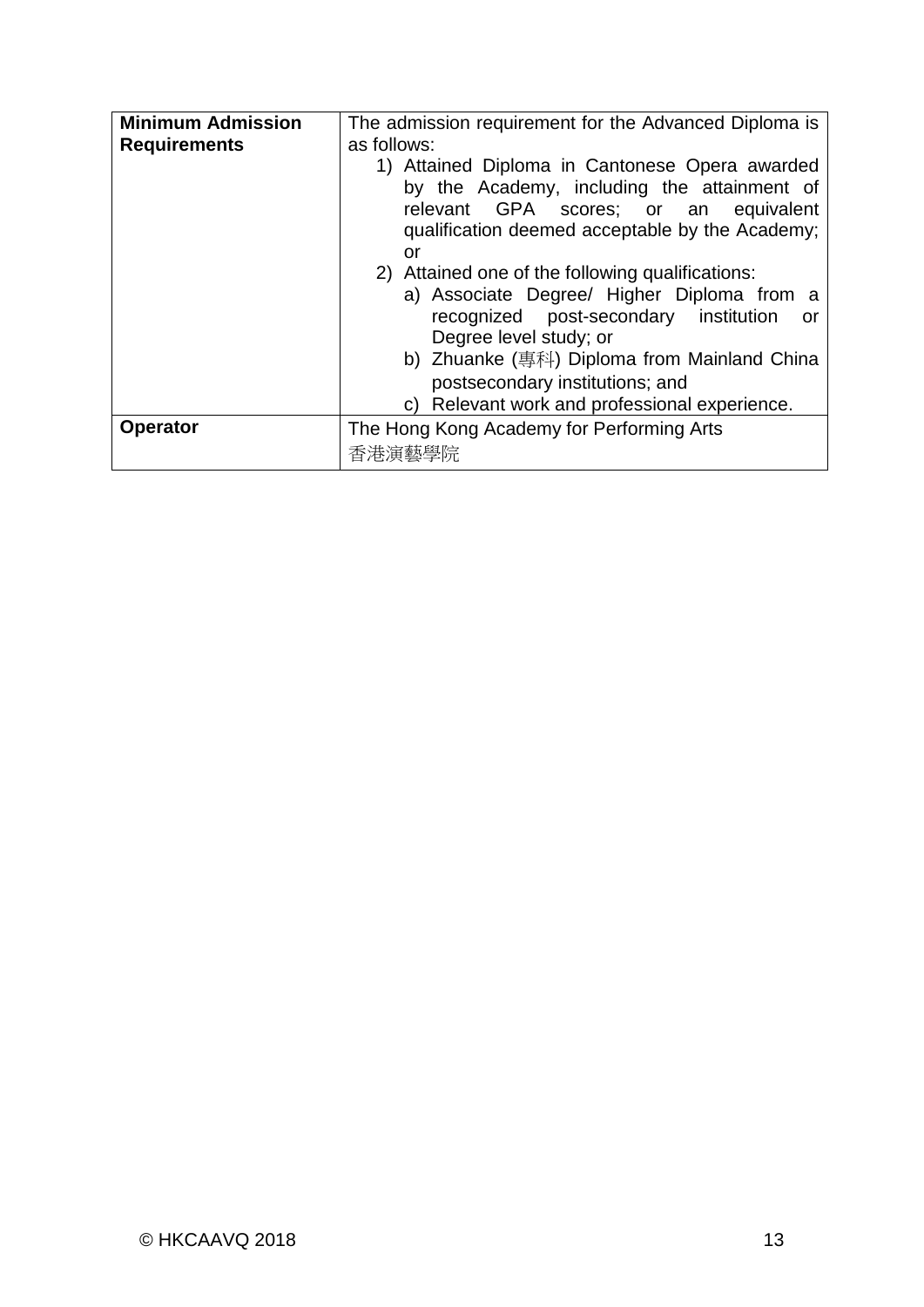| **Minimum Admission Requirements** | The admission requirement for the Advanced Diploma is as follows:<br>1) Attained Diploma in Cantonese Opera awarded by the Academy, including the attainment of relevant GPA scores; or an equivalent qualification deemed acceptable by the Academy; or<br>2) Attained one of the following qualifications:<br>a) Associate Degree/ Higher Diploma from a recognized post-secondary institution or Degree level study; or<br>b) Zhuanke (專科) Diploma from Mainland China postsecondary institutions; and<br>c) Relevant work and professional experience. |
|---|---|
| **Operator** | The Hong Kong Academy for Performing Arts<br>香港演藝學院 |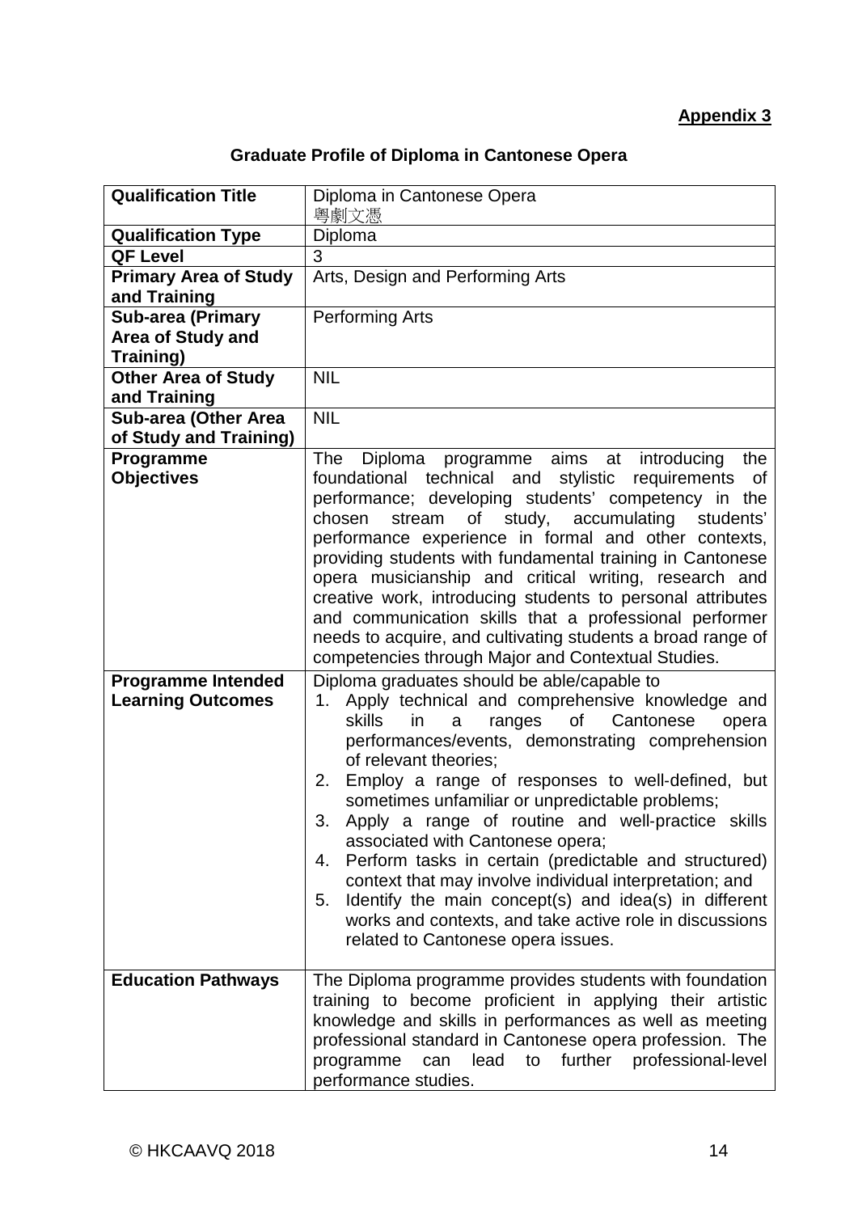**Appendix 3**

## Graduate Profile of Diploma in Cantonese Opera

| | |
|---|---|
| **Qualification Title** | Diploma in Cantonese Opera<br>粵劇文憑 |
| **Qualification Type** | Diploma |
| **QF Level** | 3 |
| **Primary Area of Study and Training** | Arts, Design and Performing Arts |
| **Sub-area (Primary Area of Study and Training)** | Performing Arts |
| **Other Area of Study and Training** | NIL |
| **Sub-area (Other Area of Study and Training)** | NIL |
| **Programme Objectives** | The Diploma programme aims at introducing the foundational technical and stylistic requirements of performance; developing students' competency in the chosen stream of study, accumulating students' performance experience in formal and other contexts, providing students with fundamental training in Cantonese opera musicianship and critical writing, research and creative work, introducing students to personal attributes and communication skills that a professional performer needs to acquire, and cultivating students a broad range of competencies through Major and Contextual Studies. |
| **Programme Intended Learning Outcomes** | Diploma graduates should be able/capable to<br>1. Apply technical and comprehensive knowledge and skills in a ranges of Cantonese opera performances/events, demonstrating comprehension of relevant theories;<br>2. Employ a range of responses to well-defined, but sometimes unfamiliar or unpredictable problems;<br>3. Apply a range of routine and well-practice skills associated with Cantonese opera;<br>4. Perform tasks in certain (predictable and structured) context that may involve individual interpretation; and<br>5. Identify the main concept(s) and idea(s) in different works and contexts, and take active role in discussions related to Cantonese opera issues. |
| **Education Pathways** | The Diploma programme provides students with foundation training to become proficient in applying their artistic knowledge and skills in performances as well as meeting professional standard in Cantonese opera profession. The programme can lead to further professional-level performance studies. |

© HKCAAVQ 2018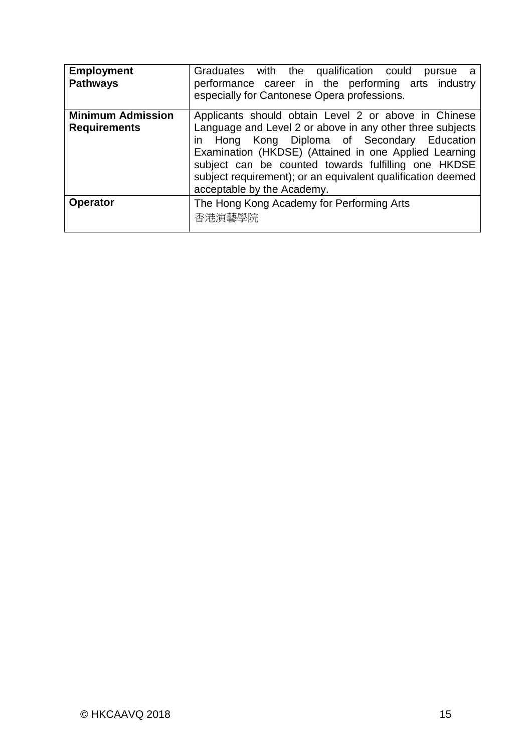| | |
|---|---|
| **Employment Pathways** | Graduates with the qualification could pursue a performance career in the performing arts industry especially for Cantonese Opera professions. |
| **Minimum Admission Requirements** | Applicants should obtain Level 2 or above in Chinese Language and Level 2 or above in any other three subjects in Hong Kong Diploma of Secondary Education Examination (HKDSE) (Attained in one Applied Learning subject can be counted towards fulfilling one HKDSE subject requirement); or an equivalent qualification deemed acceptable by the Academy. |
| **Operator** | The Hong Kong Academy for Performing Arts<br>香港演藝學院 |

© HKCAAVQ 2018